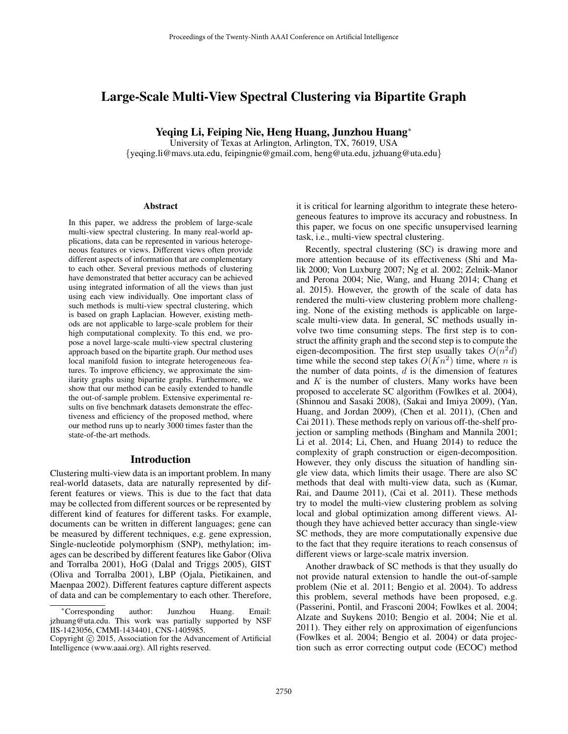# Large-Scale Multi-View Spectral Clustering via Bipartite Graph

**Yeqing Li, Feiping Nie, Heng Huang, Junzhou Huang***

University of Texas at Arlington, Arlington, TX, 76019, USA

{yeqing.li@mavs.uta.edu, feipingnie@gmail.com, heng@uta.edu, jzhuang@uta.edu}

### Abstract

In this paper, we address the problem of large-scale multi-view spectral clustering. In many real-world applications, data can be represented in various heterogeneous features or views. Different views often provide different aspects of information that are complementary to each other. Several previous methods of clustering have demonstrated that better accuracy can be achieved using integrated information of all the views than just using each view individually. One important class of such methods is multi-view spectral clustering, which is based on graph Laplacian. However, existing methods are not applicable to large-scale problem for their high computational complexity. To this end, we propose a novel large-scale multi-view spectral clustering approach based on the bipartite graph. Our method uses local manifold fusion to integrate heterogeneous features. To improve efficiency, we approximate the similarity graphs using bipartite graphs. Furthermore, we show that our method can be easily extended to handle the out-of-sample problem. Extensive experimental results on five benchmark datasets demonstrate the effectiveness and efficiency of the proposed method, where our method runs up to nearly 3000 times faster than the state-of-the-art methods.

## Introduction

Clustering multi-view data is an important problem. In many real-world datasets, data are naturally represented by different features or views. This is due to the fact that data may be collected from different sources or be represented by different kind of features for different tasks. For example, documents can be written in different languages; gene can be measured by different techniques, e.g. gene expression, Single-nucleotide polymorphism (SNP), methylation; images can be described by different features like Gabor (Oliva and Torralba 2001), HoG (Dalal and Triggs 2005), GIST (Oliva and Torralba 2001), LBP (Ojala, Pietikainen, and Maenpaa 2002). Different features capture different aspects of data and can be complementary to each other. Therefore, it is critical for learning algorithm to integrate these heterogeneous features to improve its accuracy and robustness. In this paper, we focus on one specific unsupervised learning task, i.e., multi-view spectral clustering.

Recently, spectral clustering (SC) is drawing more and more attention because of its effectiveness (Shi and Malik 2000; Von Luxburg 2007; Ng et al. 2002; Zelnik-Manor and Perona 2004; Nie, Wang, and Huang 2014; Chang et al. 2015). However, the growth of the scale of data has rendered the multi-view clustering problem more challenging. None of the existing methods is applicable on large-scale multi-view data. In general, SC methods usually involve two time consuming steps. The first step is to construct the affinity graph and the second step is to compute the eigen-decomposition. The first step usually takes $O(n^2d)$ time while the second step takes $O(Kn^2)$ time, where $n$ is the number of data points, $d$ is the dimension of features and $K$ is the number of clusters. Many works have been proposed to accelerate SC algorithm (Fowlkes et al. 2004), (Shinnou and Sasaki 2008), (Sakai and Imiya 2009), (Yan, Huang, and Jordan 2009), (Chen et al. 2011), (Chen and Cai 2011). These methods reply on various off-the-shelf projection or sampling methods (Bingham and Mannila 2001; Li et al. 2014; Li, Chen, and Huang 2014) to reduce the complexity of graph construction or eigen-decomposition. However, they only discuss the situation of handling single view data, which limits their usage. There are also SC methods that deal with multi-view data, such as (Kumar, Rai, and Daume 2011), (Cai et al. 2011). These methods try to model the multi-view clustering problem as solving local and global optimization among different views. Although they have achieved better accuracy than single-view SC methods, they are more computationally expensive due to the fact that they require iterations to reach consensus of different views or large-scale matrix inversion.

Another drawback of SC methods is that they usually do not provide natural extension to handle the out-of-sample problem (Nie et al. 2011; Bengio et al. 2004). To address this problem, several methods have been proposed, e.g. (Passerini, Pontil, and Frasconi 2004; Fowlkes et al. 2004; Alzate and Suykens 2010; Bengio et al. 2004; Nie et al. 2011). They either rely on approximation of eigenfuncions (Fowlkes et al. 2004; Bengio et al. 2004) or data projection such as error correcting output code (ECOC) method

*Corresponding author: Junzhou Huang. Email: jzhuang@uta.edu. This work was partially supported by NSF IIS-1423056, CMMI-1434401, CNS-1405985.

Copyright © 2015, Association for the Advancement of Artificial Intelligence (www.aaai.org). All rights reserved.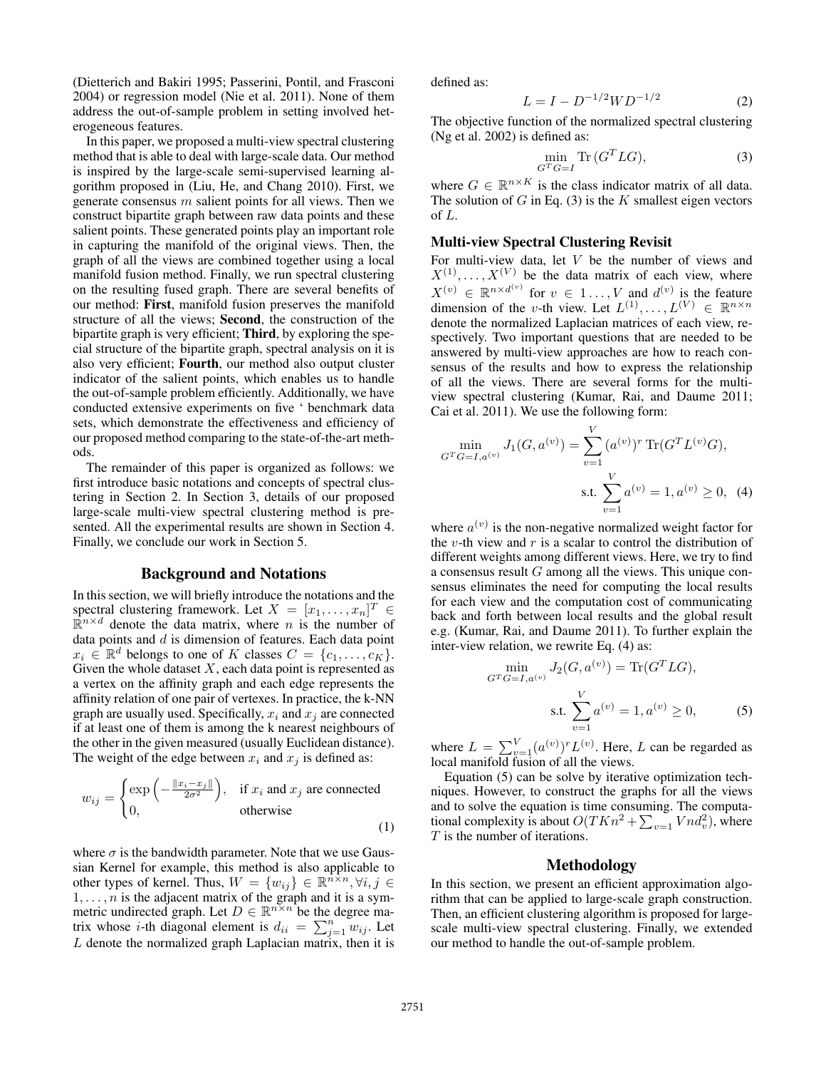(Dietterich and Bakiri 1995; Passerini, Pontil, and Frasconi 2004) or regression model (Nie et al. 2011). None of them address the out-of-sample problem in setting involved heterogeneous features.

In this paper, we proposed a multi-view spectral clustering method that is able to deal with large-scale data. Our method is inspired by the large-scale semi-supervised learning algorithm proposed in (Liu, He, and Chang 2010). First, we generate consensus $m$ salient points for all views. Then we construct bipartite graph between raw data points and these salient points. These generated points play an important role in capturing the manifold of the original views. Then, the graph of all the views are combined together using a local manifold fusion method. Finally, we run spectral clustering on the resulting fused graph. There are several benefits of our method: **First**, manifold fusion preserves the manifold structure of all the views; **Second**, the construction of the bipartite graph is very efficient; **Third**, by exploring the special structure of the bipartite graph, spectral analysis on it is also very efficient; **Fourth**, our method also output cluster indicator of the salient points, which enables us to handle the out-of-sample problem efficiently. Additionally, we have conducted extensive experiments on five ' benchmark data sets, which demonstrate the effectiveness and efficiency of our proposed method comparing to the state-of-the-art methods.

The remainder of this paper is organized as follows: we first introduce basic notations and concepts of spectral clustering in Section 2. In Section 3, details of our proposed large-scale multi-view spectral clustering method is presented. All the experimental results are shown in Section 4. Finally, we conclude our work in Section 5.

## Background and Notations

In this section, we will briefly introduce the notations and the spectral clustering framework. Let $X = [x_1, \ldots, x_n]^T \in \mathbb{R}^{n \times d}$ denote the data matrix, where $n$ is the number of data points and $d$ is dimension of features. Each data point $x_i \in \mathbb{R}^d$ belongs to one of $K$ classes $C = \{c_1, \ldots, c_K\}$. Given the whole dataset $X$, each data point is represented as a vertex on the affinity graph and each edge represents the affinity relation of one pair of vertexes. In practice, the k-NN graph are usually used. Specifically, $x_i$ and $x_j$ are connected if at least one of them is among the k nearest neighbours of the other in the given measured (usually Euclidean distance). The weight of the edge between $x_i$ and $x_j$ is defined as:

$$w_{ij} = \begin{cases} \exp\left(-\frac{\|x_i - x_j\|}{2\sigma^2}\right), & \text{if } x_i \text{ and } x_j \text{ are connected} \\ 0, & \text{otherwise} \end{cases} \tag{1}$$

where $\sigma$ is the bandwidth parameter. Note that we use Gaussian Kernel for example, this method is also applicable to other types of kernel. Thus, $W = \{w_{ij}\} \in \mathbb{R}^{n \times n}, \forall i, j \in 1, \ldots, n$ is the adjacent matrix of the graph and it is a symmetric undirected graph. Let $D \in \mathbb{R}^{n \times n}$ be the degree matrix whose $i$-th diagonal element is $d_{ii} = \sum_{j=1}^{n} w_{ij}$. Let $L$ denote the normalized graph Laplacian matrix, then it is defined as:

$$L = I - D^{-1/2} W D^{-1/2} \tag{2}$$

The objective function of the normalized spectral clustering (Ng et al. 2002) is defined as:

$$\min_{G^T G = I} \operatorname{Tr}(G^T L G), \tag{3}$$

where $G \in \mathbb{R}^{n \times K}$ is the class indicator matrix of all data. The solution of $G$ in Eq. (3) is the $K$ smallest eigen vectors of $L$.

### Multi-view Spectral Clustering Revisit

For multi-view data, let $V$ be the number of views and $X^{(1)}, \ldots, X^{(V)}$ be the data matrix of each view, where $X^{(v)} \in \mathbb{R}^{n \times d^{(v)}}$ for $v \in 1 \ldots, V$ and $d^{(v)}$ is the feature dimension of the $v$-th view. Let $L^{(1)}, \ldots, L^{(V)} \in \mathbb{R}^{n \times n}$ denote the normalized Laplacian matrices of each view, respectively. Two important questions that are needed to be answered by multi-view approaches are how to reach consensus of the results and how to express the relationship of all the views. There are several forms for the multi-view spectral clustering (Kumar, Rai, and Daume 2011; Cai et al. 2011). We use the following form:

$$\min_{G^T G = I, a^{(v)}} J_1(G, a^{(v)}) = \sum_{v=1}^{V} (a^{(v)})^r \operatorname{Tr}(G^T L^{(v)} G),$$
$$\text{s.t. } \sum_{v=1}^{V} a^{(v)} = 1, a^{(v)} \geq 0, \tag{4}$$

where $a^{(v)}$ is the non-negative normalized weight factor for the $v$-th view and $r$ is a scalar to control the distribution of different weights among different views. Here, we try to find a consensus result $G$ among all the views. This unique consensus eliminates the need for computing the local results for each view and the computation cost of communicating back and forth between local results and the global result e.g. (Kumar, Rai, and Daume 2011). To further explain the inter-view relation, we rewrite Eq. (4) as:

$$\min_{G^T G = I, a^{(v)}} J_2(G, a^{(v)}) = \operatorname{Tr}(G^T L G),$$
$$\text{s.t. } \sum_{v=1}^{V} a^{(v)} = 1, a^{(v)} \geq 0, \tag{5}$$

where $L = \sum_{v=1}^{V} (a^{(v)})^r L^{(v)}$. Here, $L$ can be regarded as local manifold fusion of all the views.

Equation (5) can be solve by iterative optimization techniques. However, to construct the graphs for all the views and to solve the equation is time consuming. The computational complexity is about $O(TKn^2 + \sum_{v=1} V n d_v^2)$, where $T$ is the number of iterations.

## Methodology

In this section, we present an efficient approximation algorithm that can be applied to large-scale graph construction. Then, an efficient clustering algorithm is proposed for large-scale multi-view spectral clustering. Finally, we extended our method to handle the out-of-sample problem.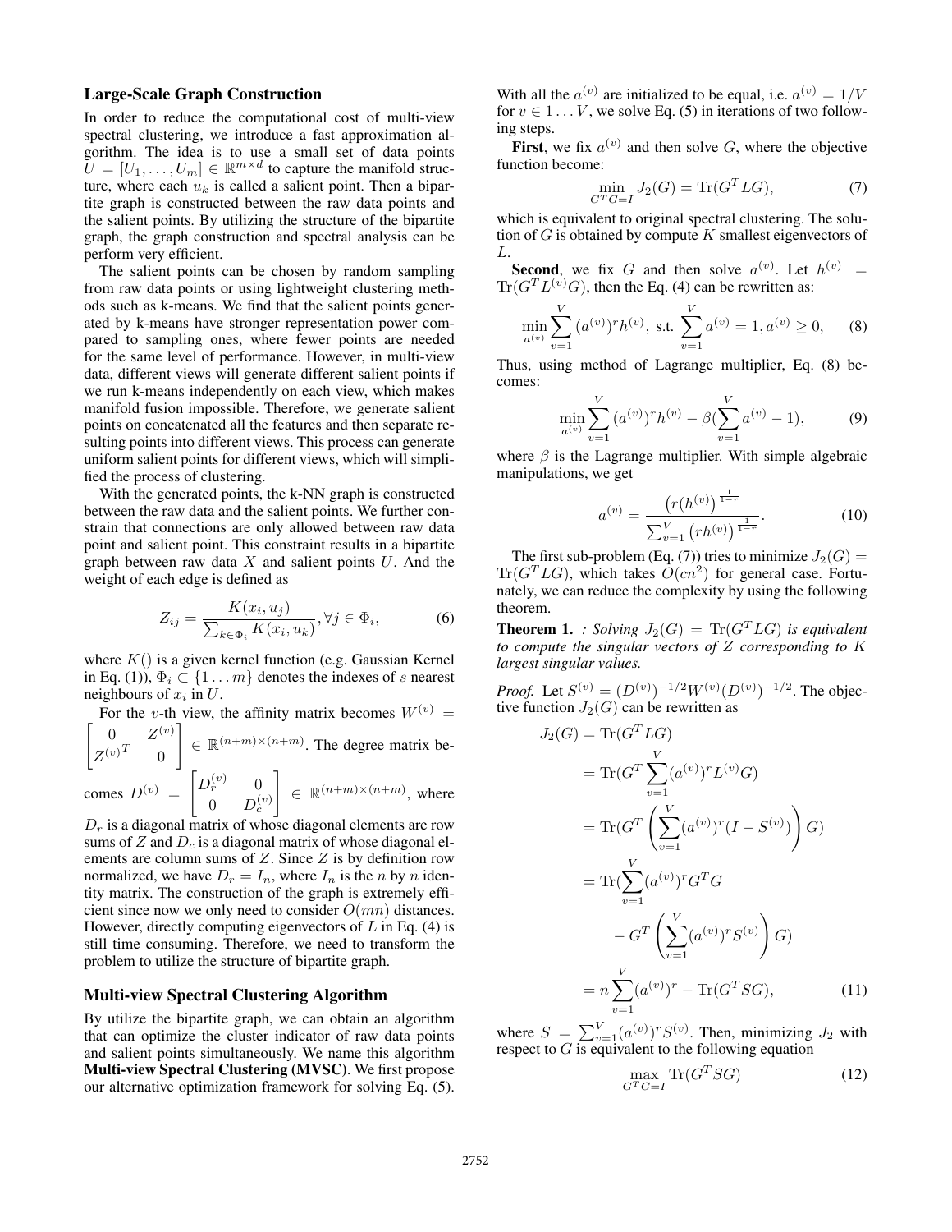### Large-Scale Graph Construction

In order to reduce the computational cost of multi-view spectral clustering, we introduce a fast approximation algorithm. The idea is to use a small set of data points $U = [U_1, \ldots, U_m] \in \mathbb{R}^{m \times d}$ to capture the manifold structure, where each $u_k$ is called a salient point. Then a bipartite graph is constructed between the raw data points and the salient points. By utilizing the structure of the bipartite graph, the graph construction and spectral analysis can be perform very efficient.

The salient points can be chosen by random sampling from raw data points or using lightweight clustering methods such as k-means. We find that the salient points generated by k-means have stronger representation power compared to sampling ones, where fewer points are needed for the same level of performance. However, in multi-view data, different views will generate different salient points if we run k-means independently on each view, which makes manifold fusion impossible. Therefore, we generate salient points on concatenated all the features and then separate resulting points into different views. This process can generate uniform salient points for different views, which will simplified the process of clustering.

With the generated points, the k-NN graph is constructed between the raw data and the salient points. We further constrain that connections are only allowed between raw data point and salient point. This constraint results in a bipartite graph between raw data $X$ and salient points $U$. And the weight of each edge is defined as

$$Z_{ij} = \frac{K(x_i, u_j)}{\sum_{k \in \Phi_i} K(x_i, u_k)}, \forall j \in \Phi_i, \tag{6}$$

where $K()$ is a given kernel function (e.g. Gaussian Kernel in Eq. (1)), $\Phi_i \subset \{1 \ldots m\}$ denotes the indexes of $s$ nearest neighbours of $x_i$ in $U$.

For the $v$-th view, the affinity matrix becomes $W^{(v)} = \begin{bmatrix} 0 & Z^{(v)} \\ Z^{(v)T} & 0 \end{bmatrix} \in \mathbb{R}^{(n+m)\times(n+m)}$. The degree matrix becomes $D^{(v)} = \begin{bmatrix} D_r^{(v)} & 0 \\ 0 & D_c^{(v)} \end{bmatrix} \in \mathbb{R}^{(n+m)\times(n+m)}$, where $D_r$ is a diagonal matrix of whose diagonal elements are row sums of $Z$ and $D_c$ is a diagonal matrix of whose diagonal elements are column sums of $Z$. Since $Z$ is by definition row normalized, we have $D_r = I_n$, where $I_n$ is the $n$ by $n$ identity matrix. The construction of the graph is extremely efficient since now we only need to consider $O(mn)$ distances. However, directly computing eigenvectors of $L$ in Eq. (4) is still time consuming. Therefore, we need to transform the problem to utilize the structure of bipartite graph.

### Multi-view Spectral Clustering Algorithm

By utilize the bipartite graph, we can obtain an algorithm that can optimize the cluster indicator of raw data points and salient points simultaneously. We name this algorithm **Multi-view Spectral Clustering (MVSC)**. We first propose our alternative optimization framework for solving Eq. (5).

With all the $a^{(v)}$ are initialized to be equal, i.e. $a^{(v)} = 1/V$ for $v \in 1 \ldots V$, we solve Eq. (5) in iterations of two following steps.

**First**, we fix $a^{(v)}$ and then solve $G$, where the objective function become:

$$\min_{G^T G = I} J_2(G) = \mathrm{Tr}(G^T L G), \tag{7}$$

which is equivalent to original spectral clustering. The solution of $G$ is obtained by compute $K$ smallest eigenvectors of $L$.

**Second**, we fix $G$ and then solve $a^{(v)}$. Let $h^{(v)} = \mathrm{Tr}(G^T L^{(v)} G)$, then the Eq. (4) can be rewritten as:

$$\min_{a^{(v)}} \sum_{v=1}^{V} (a^{(v)})^r h^{(v)}, \text{ s.t. } \sum_{v=1}^{V} a^{(v)} = 1, a^{(v)} \geq 0, \tag{8}$$

Thus, using method of Lagrange multiplier, Eq. (8) becomes:

$$\min_{a^{(v)}} \sum_{v=1}^{V} (a^{(v)})^r h^{(v)} - \beta(\sum_{v=1}^{V} a^{(v)} - 1), \tag{9}$$

where $\beta$ is the Lagrange multiplier. With simple algebraic manipulations, we get

$$a^{(v)} = \frac{\left(r(h^{(v)}\right)^{\frac{1}{1-r}}}{\sum_{v=1}^{V} \left(rh^{(v)}\right)^{\frac{1}{1-r}}}. \tag{10}$$

The first sub-problem (Eq. (7)) tries to minimize $J_2(G) = \mathrm{Tr}(G^T L G)$, which takes $O(cn^2)$ for general case. Fortunately, we can reduce the complexity by using the following theorem.

**Theorem 1.** *: Solving $J_2(G) = \mathrm{Tr}(G^T L G)$ is equivalent to compute the singular vectors of $Z$ corresponding to $K$ largest singular values.*

*Proof.* Let $S^{(v)} = (D^{(v)})^{-1/2} W^{(v)} (D^{(v)})^{-1/2}$. The objective function $J_2(G)$ can be rewritten as

$$\begin{aligned}
J_2(G) &= \mathrm{Tr}(G^T L G) \\
&= \mathrm{Tr}(G^T \sum_{v=1}^{V} (a^{(v)})^r L^{(v)} G) \\
&= \mathrm{Tr}(G^T \left( \sum_{v=1}^{V} (a^{(v)})^r (I - S^{(v)}) \right) G) \\
&= \mathrm{Tr}(\sum_{v=1}^{V} (a^{(v)})^r G^T G \\
&\quad - G^T \left( \sum_{v=1}^{V} (a^{(v)})^r S^{(v)} \right) G) \\
&= n \sum_{v=1}^{V} (a^{(v)})^r - \mathrm{Tr}(G^T S G),
\end{aligned} \tag{11}$$

where $S = \sum_{v=1}^{V} (a^{(v)})^r S^{(v)}$. Then, minimizing $J_2$ with respect to $G$ is equivalent to the following equation

$$\max_{G^T G = I} \mathrm{Tr}(G^T S G) \tag{12}$$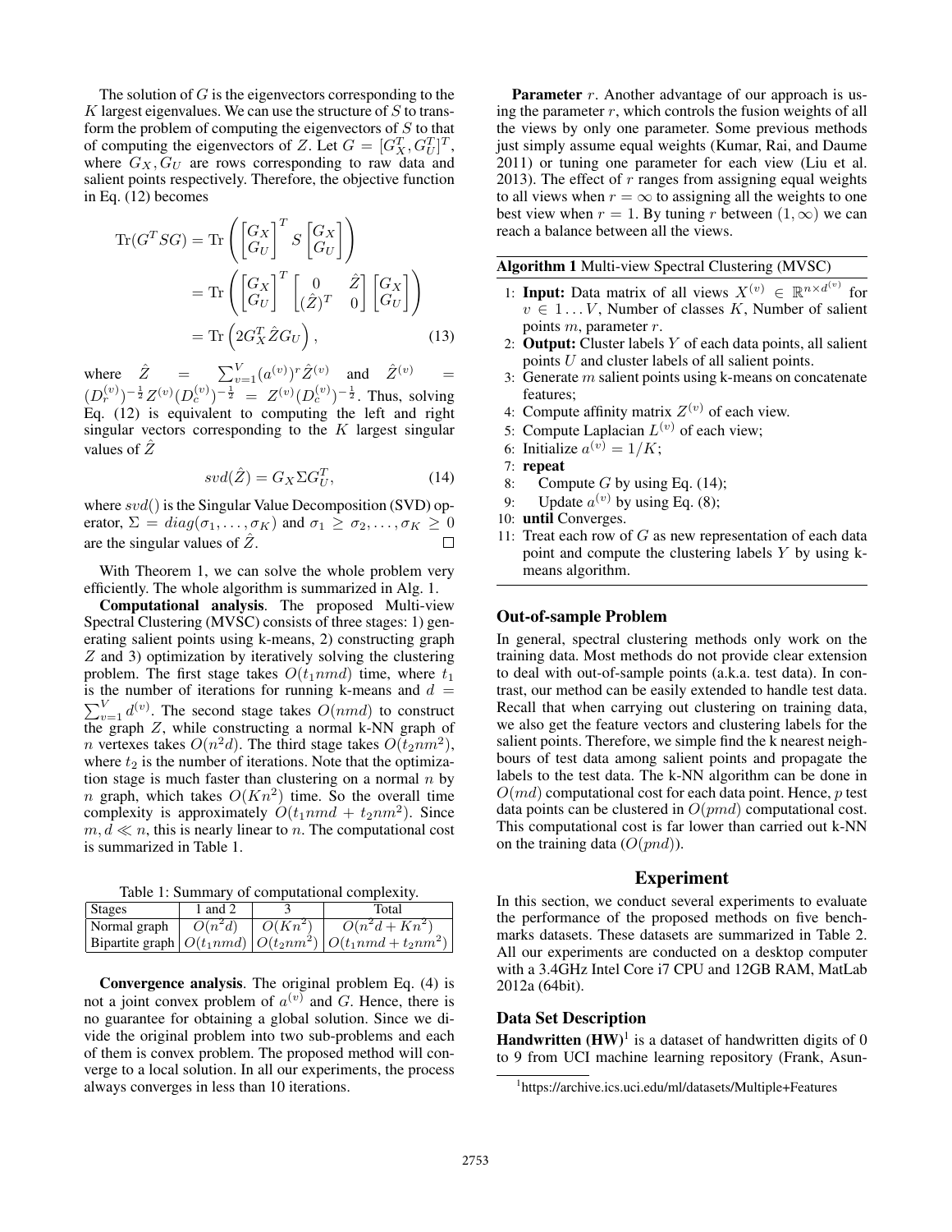The solution of $G$ is the eigenvectors corresponding to the $K$ largest eigenvalues. We can use the structure of $S$ to transform the problem of computing the eigenvectors of $S$ to that of computing the eigenvectors of $Z$. Let $G = [G_X^T, G_U^T]^T$, where $G_X, G_U$ are rows corresponding to raw data and salient points respectively. Therefore, the objective function in Eq. (12) becomes

$$
\begin{aligned}
\mathrm{Tr}(G^T S G) &= \mathrm{Tr}\left(\begin{bmatrix} G_X \\ G_U \end{bmatrix}^T S \begin{bmatrix} G_X \\ G_U \end{bmatrix}\right) \\
&= \mathrm{Tr}\left(\begin{bmatrix} G_X \\ G_U \end{bmatrix}^T \begin{bmatrix} 0 & \hat{Z} \\ (\hat{Z})^T & 0 \end{bmatrix} \begin{bmatrix} G_X \\ G_U \end{bmatrix}\right) \\
&= \mathrm{Tr}\left(2 G_X^T \hat{Z} G_U\right),
\end{aligned} \tag{13}
$$

where $\hat{Z} = \sum_{v=1}^{V} (a^{(v)})^r \hat{Z}^{(v)}$ and $\hat{Z}^{(v)} = (D_r^{(v)})^{-\frac{1}{2}} Z^{(v)} (D_c^{(v)})^{-\frac{1}{2}} = Z^{(v)} (D_c^{(v)})^{-\frac{1}{2}}$. Thus, solving Eq. (12) is equivalent to computing the left and right singular vectors corresponding to the $K$ largest singular values of $\hat{Z}$

$$
svd(\hat{Z}) = G_X \Sigma G_U^T, \tag{14}
$$

where $svd()$ is the Singular Value Decomposition (SVD) operator, $\Sigma = diag(\sigma_1, \ldots, \sigma_K)$ and $\sigma_1 \geq \sigma_2, \ldots, \sigma_K \geq 0$ are the singular values of $\hat{Z}$. □

With Theorem 1, we can solve the whole problem very efficiently. The whole algorithm is summarized in Alg. 1.

**Computational analysis**. The proposed Multi-view Spectral Clustering (MVSC) consists of three stages: 1) generating salient points using k-means, 2) constructing graph $Z$ and 3) optimization by iteratively solving the clustering problem. The first stage takes $O(t_1 nmd)$ time, where $t_1$ is the number of iterations for running k-means and $d = \sum_{v=1}^{V} d^{(v)}$. The second stage takes $O(nmd)$ to construct the graph $Z$, while constructing a normal k-NN graph of $n$ vertexes takes $O(n^2 d)$. The third stage takes $O(t_2 nm^2)$, where $t_2$ is the number of iterations. Note that the optimization stage is much faster than clustering on a normal $n$ by $n$ graph, which takes $O(Kn^2)$ time. So the overall time complexity is approximately $O(t_1 nmd + t_2 nm^2)$. Since $m, d \ll n$, this is nearly linear to $n$. The computational cost is summarized in Table 1.

Table 1: Summary of computational complexity.

| Stages | 1 and 2 | 3 | Total |
|---|---|---|---|
| Normal graph | $O(n^2 d)$ | $O(Kn^2)$ | $O(n^2 d + Kn^2)$ |
| Bipartite graph | $O(t_1 nmd)$ | $O(t_2 nm^2)$ | $O(t_1 nmd + t_2 nm^2)$ |

**Convergence analysis**. The original problem Eq. (4) is not a joint convex problem of $a^{(v)}$ and $G$. Hence, there is no guarantee for obtaining a global solution. Since we divide the original problem into two sub-problems and each of them is convex problem. The proposed method will converge to a local solution. In all our experiments, the process always converges in less than 10 iterations.

**Parameter** $r$. Another advantage of our approach is using the parameter $r$, which controls the fusion weights of all the views by only one parameter. Some previous methods just simply assume equal weights (Kumar, Rai, and Daume 2011) or tuning one parameter for each view (Liu et al. 2013). The effect of $r$ ranges from assigning equal weights to all views when $r = \infty$ to assigning all the weights to one best view when $r = 1$. By tuning $r$ between $(1, \infty)$ we can reach a balance between all the views.

**Algorithm 1** Multi-view Spectral Clustering (MVSC)

1: **Input:** Data matrix of all views $X^{(v)} \in \mathbb{R}^{n \times d^{(v)}}$ for $v \in 1 \ldots V$, Number of classes $K$, Number of salient points $m$, parameter $r$.
2: **Output:** Cluster labels $Y$ of each data points, all salient points $U$ and cluster labels of all salient points.
3: Generate $m$ salient points using k-means on concatenate features;
4: Compute affinity matrix $Z^{(v)}$ of each view.
5: Compute Laplacian $L^{(v)}$ of each view;
6: Initialize $a^{(v)} = 1/K$;
7: **repeat**
8: &nbsp;&nbsp;&nbsp;&nbsp;Compute $G$ by using Eq. (14);
9: &nbsp;&nbsp;&nbsp;&nbsp;Update $a^{(v)}$ by using Eq. (8);
10: **until** Converges.
11: Treat each row of $G$ as new representation of each data point and compute the clustering labels $Y$ by using k-means algorithm.

## Out-of-sample Problem

In general, spectral clustering methods only work on the training data. Most methods do not provide clear extension to deal with out-of-sample points (a.k.a. test data). In contrast, our method can be easily extended to handle test data. Recall that when carrying out clustering on training data, we also get the feature vectors and clustering labels for the salient points. Therefore, we simple find the k nearest neighbours of test data among salient points and propagate the labels to the test data. The k-NN algorithm can be done in $O(md)$ computational cost for each data point. Hence, $p$ test data points can be clustered in $O(pmd)$ computational cost. This computational cost is far lower than carried out k-NN on the training data ($O(pnd)$).

# Experiment

In this section, we conduct several experiments to evaluate the performance of the proposed methods on five benchmarks datasets. These datasets are summarized in Table 2. All our experiments are conducted on a desktop computer with a 3.4GHz Intel Core i7 CPU and 12GB RAM, MatLab 2012a (64bit).

## Data Set Description

**Handwritten (HW)**[1] is a dataset of handwritten digits of 0 to 9 from UCI machine learning repository (Frank, Asun-

[1] https://archive.ics.uci.edu/ml/datasets/Multiple+Features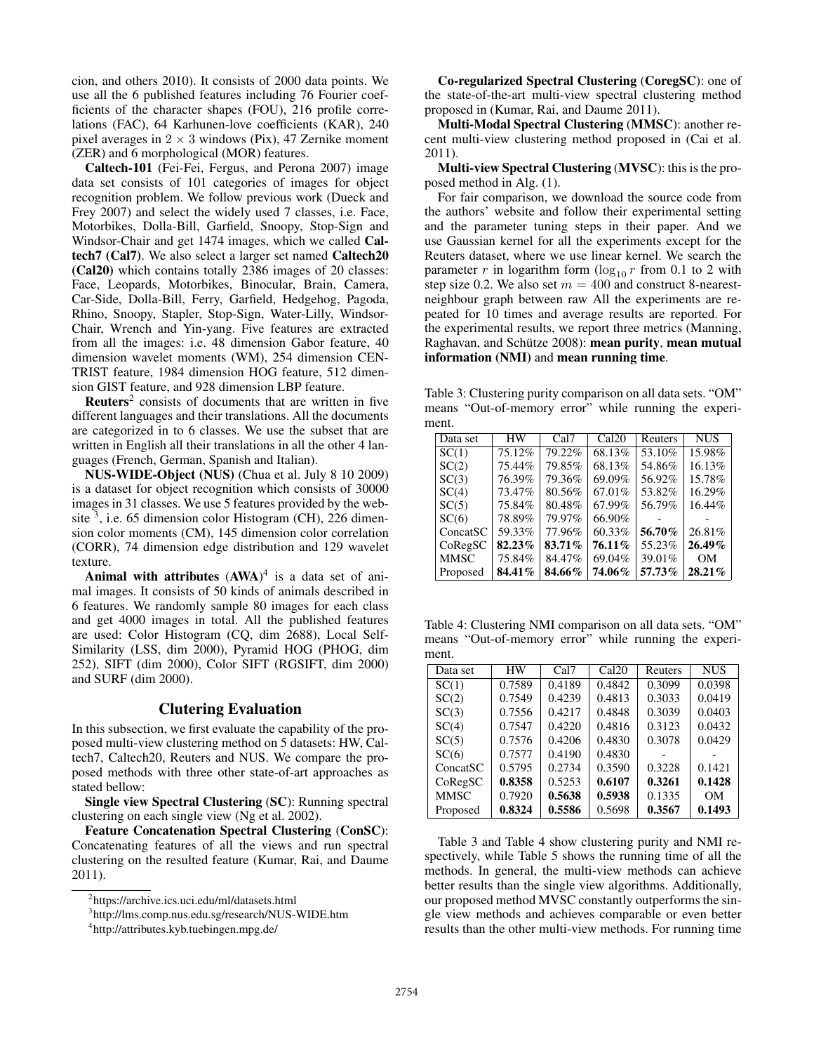cion, and others 2010). It consists of 2000 data points. We use all the 6 published features including 76 Fourier coefficients of the character shapes (FOU), 216 profile correlations (FAC), 64 Karhunen-love coefficients (KAR), 240 pixel averages in $2 \times 3$ windows (Pix), 47 Zernike moment (ZER) and 6 morphological (MOR) features.

**Caltech-101** (Fei-Fei, Fergus, and Perona 2007) image data set consists of 101 categories of images for object recognition problem. We follow previous work (Dueck and Frey 2007) and select the widely used 7 classes, i.e. Face, Motorbikes, Dolla-Bill, Garfield, Snoopy, Stop-Sign and Windsor-Chair and get 1474 images, which we called **Caltech7 (Cal7)**. We also select a larger set named **Caltech20 (Cal20)** which contains totally 2386 images of 20 classes: Face, Leopards, Motorbikes, Binocular, Brain, Camera, Car-Side, Dolla-Bill, Ferry, Garfield, Hedgehog, Pagoda, Rhino, Snoopy, Stapler, Stop-Sign, Water-Lilly, Windsor-Chair, Wrench and Yin-yang. Five features are extracted from all the images: i.e. 48 dimension Gabor feature, 40 dimension wavelet moments (WM), 254 dimension CENTRIST feature, 1984 dimension HOG feature, 512 dimension GIST feature, and 928 dimension LBP feature.

**Reuters**[2] consists of documents that are written in five different languages and their translations. All the documents are categorized in to 6 classes. We use the subset that are written in English all their translations in all the other 4 languages (French, German, Spanish and Italian).

**NUS-WIDE-Object (NUS)** (Chua et al. July 8 10 2009) is a dataset for object recognition which consists of 30000 images in 31 classes. We use 5 features provided by the website [3], i.e. 65 dimension color Histogram (CH), 226 dimension color moments (CM), 145 dimension color correlation (CORR), 74 dimension edge distribution and 129 wavelet texture.

**Animal with attributes (AWA)**[4] is a data set of animal images. It consists of 50 kinds of animals described in 6 features. We randomly sample 80 images for each class and get 4000 images in total. All the published features are used: Color Histogram (CQ, dim 2688), Local Self-Similarity (LSS, dim 2000), Pyramid HOG (PHOG, dim 252), SIFT (dim 2000), Color SIFT (RGSIFT, dim 2000) and SURF (dim 2000).

## Clutering Evaluation

In this subsection, we first evaluate the capability of the proposed multi-view clustering method on 5 datasets: HW, Caltech7, Caltech20, Reuters and NUS. We compare the proposed methods with three other state-of-art approaches as stated bellow:

**Single view Spectral Clustering (SC)**: Running spectral clustering on each single view (Ng et al. 2002).

**Feature Concatenation Spectral Clustering (ConSC)**: Concatenating features of all the views and run spectral clustering on the resulted feature (Kumar, Rai, and Daume 2011).

**Co-regularized Spectral Clustering (CoregSC)**: one of the state-of-the-art multi-view spectral clustering method proposed in (Kumar, Rai, and Daume 2011).

**Multi-Modal Spectral Clustering (MMSC)**: another recent multi-view clustering method proposed in (Cai et al. 2011).

**Multi-view Spectral Clustering (MVSC)**: this is the proposed method in Alg. (1).

For fair comparison, we download the source code from the authors' website and follow their experimental setting and the parameter tuning steps in their paper. And we use Gaussian kernel for all the experiments except for the Reuters dataset, where we use linear kernel. We search the parameter $r$ in logarithm form ($\log_{10} r$ from 0.1 to 2 with step size 0.2. We also set $m = 400$ and construct 8-nearest-neighbour graph between raw All the experiments are repeated for 10 times and average results are reported. For the experimental results, we report three metrics (Manning, Raghavan, and Schütze 2008): **mean purity**, **mean mutual information (NMI)** and **mean running time**.

Table 3: Clustering purity comparison on all data sets. "OM" means "Out-of-memory error" while running the experiment.

| Data set | HW | Cal7 | Cal20 | Reuters | NUS |
|---|---|---|---|---|---|
| SC(1) | 75.12% | 79.22% | 68.13% | 53.10% | 15.98% |
| SC(2) | 75.44% | 79.85% | 68.13% | 54.86% | 16.13% |
| SC(3) | 76.39% | 79.36% | 69.09% | 56.92% | 15.78% |
| SC(4) | 73.47% | 80.56% | 67.01% | 53.82% | 16.29% |
| SC(5) | 75.84% | 80.48% | 67.99% | 56.79% | 16.44% |
| SC(6) | 78.89% | 79.97% | 66.90% | - | - |
| ConcatSC | 59.33% | 77.96% | 60.33% | **56.70%** | 26.81% |
| CoRegSC | **82.23%** | **83.71%** | **76.11%** | 55.23% | **26.49%** |
| MMSC | 75.84% | 84.47% | 69.04% | 39.01% | OM |
| Proposed | **84.41%** | **84.66%** | **74.06%** | **57.73%** | **28.21%** |

Table 4: Clustering NMI comparison on all data sets. "OM" means "Out-of-memory error" while running the experiment.

| Data set | HW | Cal7 | Cal20 | Reuters | NUS |
|---|---|---|---|---|---|
| SC(1) | 0.7589 | 0.4189 | 0.4842 | 0.3099 | 0.0398 |
| SC(2) | 0.7549 | 0.4239 | 0.4813 | 0.3033 | 0.0419 |
| SC(3) | 0.7556 | 0.4217 | 0.4848 | 0.3039 | 0.0403 |
| SC(4) | 0.7547 | 0.4220 | 0.4816 | 0.3123 | 0.0432 |
| SC(5) | 0.7576 | 0.4206 | 0.4830 | 0.3078 | 0.0429 |
| SC(6) | 0.7577 | 0.4190 | 0.4830 | - | - |
| ConcatSC | 0.5795 | 0.2734 | 0.3590 | 0.3228 | 0.1421 |
| CoRegSC | **0.8358** | 0.5253 | **0.6107** | **0.3261** | **0.1428** |
| MMSC | 0.7920 | **0.5638** | **0.5938** | 0.1335 | OM |
| Proposed | **0.8324** | **0.5586** | 0.5698 | **0.3567** | **0.1493** |

Table 3 and Table 4 show clustering purity and NMI respectively, while Table 5 shows the running time of all the methods. In general, the multi-view methods can achieve better results than the single view algorithms. Additionally, our proposed method MVSC constantly outperforms the single view methods and achieves comparable or even better results than the other multi-view methods. For running time

[2] https://archive.ics.uci.edu/ml/datasets.html

[3] http://lms.comp.nus.edu.sg/research/NUS-WIDE.htm

[4] http://attributes.kyb.tuebingen.mpg.de/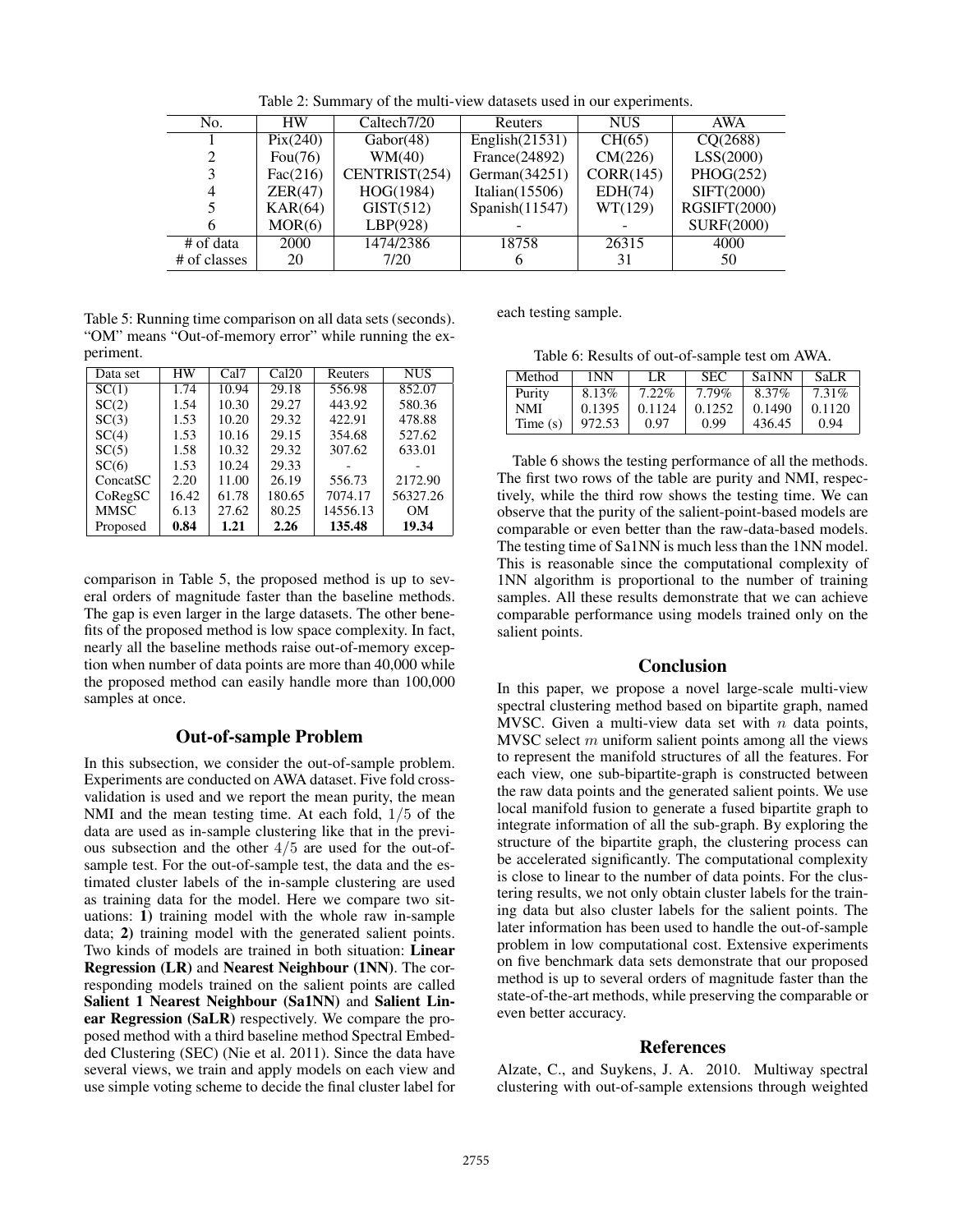Table 2: Summary of the multi-view datasets used in our experiments.

| No. | HW | Caltech7/20 | Reuters | NUS | AWA |
|---|---|---|---|---|---|
| 1 | Pix(240) | Gabor(48) | English(21531) | CH(65) | CQ(2688) |
| 2 | Fou(76) | WM(40) | France(24892) | CM(226) | LSS(2000) |
| 3 | Fac(216) | CENTRIST(254) | German(34251) | CORR(145) | PHOG(252) |
| 4 | ZER(47) | HOG(1984) | Italian(15506) | EDH(74) | SIFT(2000) |
| 5 | KAR(64) | GIST(512) | Spanish(11547) | WT(129) | RGSIFT(2000) |
| 6 | MOR(6) | LBP(928) | - | - | SURF(2000) |
| # of data | 2000 | 1474/2386 | 18758 | 26315 | 4000 |
| # of classes | 20 | 7/20 | 6 | 31 | 50 |

Table 5: Running time comparison on all data sets (seconds). "OM" means "Out-of-memory error" while running the experiment.

| Data set | HW | Cal7 | Cal20 | Reuters | NUS |
|---|---|---|---|---|---|
| SC(1) | 1.74 | 10.94 | 29.18 | 556.98 | 852.07 |
| SC(2) | 1.54 | 10.30 | 29.27 | 443.92 | 580.36 |
| SC(3) | 1.53 | 10.20 | 29.32 | 422.91 | 478.88 |
| SC(4) | 1.53 | 10.16 | 29.15 | 354.68 | 527.62 |
| SC(5) | 1.58 | 10.32 | 29.32 | 307.62 | 633.01 |
| SC(6) | 1.53 | 10.24 | 29.33 | - | - |
| ConcatSC | 2.20 | 11.00 | 26.19 | 556.73 | 2172.90 |
| CoRegSC | 16.42 | 61.78 | 180.65 | 7074.17 | 56327.26 |
| MMSC | 6.13 | 27.62 | 80.25 | 14556.13 | OM |
| Proposed | **0.84** | **1.21** | **2.26** | **135.48** | **19.34** |

comparison in Table 5, the proposed method is up to several orders of magnitude faster than the baseline methods. The gap is even larger in the large datasets. The other benefits of the proposed method is low space complexity. In fact, nearly all the baseline methods raise out-of-memory exception when number of data points are more than 40,000 while the proposed method can easily handle more than 100,000 samples at once.

## Out-of-sample Problem

In this subsection, we consider the out-of-sample problem. Experiments are conducted on AWA dataset. Five fold cross-validation is used and we report the mean purity, the mean NMI and the mean testing time. At each fold, $1/5$ of the data are used as in-sample clustering like that in the previous subsection and the other $4/5$ are used for the out-of-sample test. For the out-of-sample test, the data and the estimated cluster labels of the in-sample clustering are used as training data for the model. Here we compare two situations: **1)** training model with the whole raw in-sample data; **2)** training model with the generated salient points. Two kinds of models are trained in both situation: **Linear Regression (LR)** and **Nearest Neighbour (1NN)**. The corresponding models trained on the salient points are called **Salient 1 Nearest Neighbour (Sa1NN)** and **Salient Linear Regression (SaLR)** respectively. We compare the proposed method with a third baseline method Spectral Embedded Clustering (SEC) (Nie et al. 2011). Since the data have several views, we train and apply models on each view and use simple voting scheme to decide the final cluster label for each testing sample.

Table 6: Results of out-of-sample test om AWA.

| Method | 1NN | LR | SEC | Sa1NN | SaLR |
|---|---|---|---|---|---|
| Purity | 8.13% | 7.22% | 7.79% | 8.37% | 7.31% |
| NMI | 0.1395 | 0.1124 | 0.1252 | 0.1490 | 0.1120 |
| Time (s) | 972.53 | 0.97 | 0.99 | 436.45 | 0.94 |

Table 6 shows the testing performance of all the methods. The first two rows of the table are purity and NMI, respectively, while the third row shows the testing time. We can observe that the purity of the salient-point-based models are comparable or even better than the raw-data-based models. The testing time of Sa1NN is much less than the 1NN model. This is reasonable since the computational complexity of 1NN algorithm is proportional to the number of training samples. All these results demonstrate that we can achieve comparable performance using models trained only on the salient points.

## Conclusion

In this paper, we propose a novel large-scale multi-view spectral clustering method based on bipartite graph, named MVSC. Given a multi-view data set with $n$ data points, MVSC select $m$ uniform salient points among all the views to represent the manifold structures of all the features. For each view, one sub-bipartite-graph is constructed between the raw data points and the generated salient points. We use local manifold fusion to generate a fused bipartite graph to integrate information of all the sub-graph. By exploring the structure of the bipartite graph, the clustering process can be accelerated significantly. The computational complexity is close to linear to the number of data points. For the clustering results, we not only obtain cluster labels for the training data but also cluster labels for the salient points. The later information has been used to handle the out-of-sample problem in low computational cost. Extensive experiments on five benchmark data sets demonstrate that our proposed method is up to several orders of magnitude faster than the state-of-the-art methods, while preserving the comparable or even better accuracy.

## References

Alzate, C., and Suykens, J. A. 2010. Multiway spectral clustering with out-of-sample extensions through weighted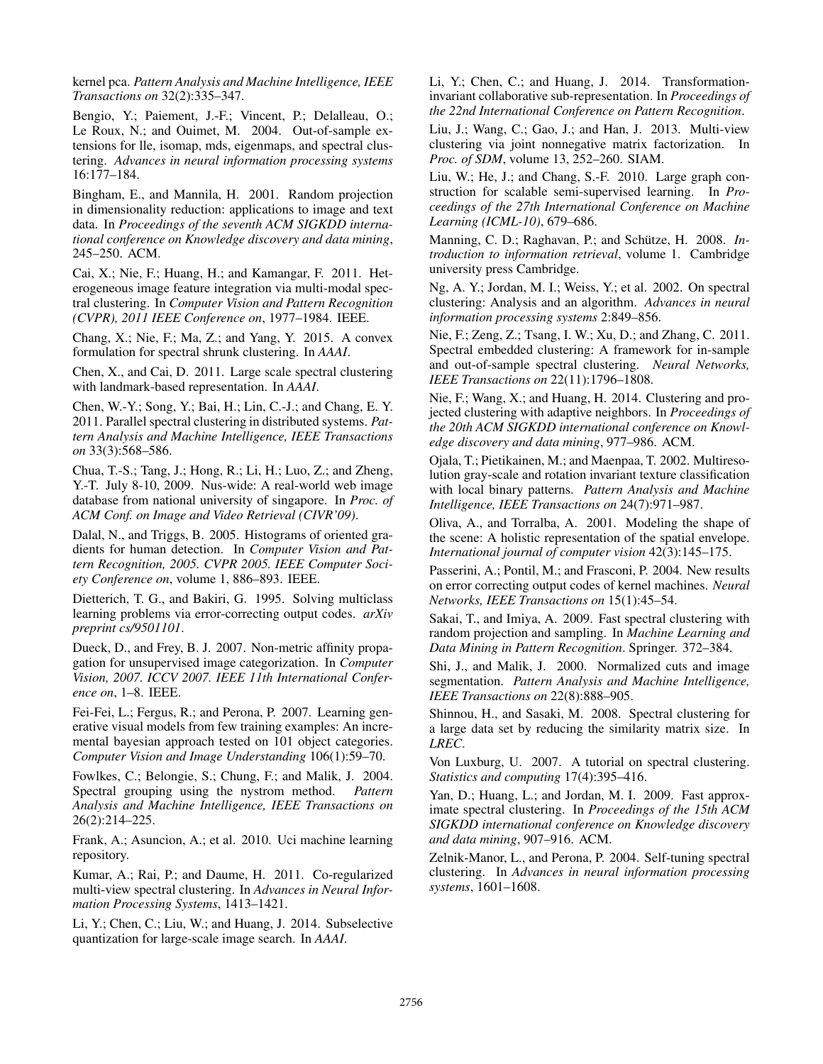kernel pca. *Pattern Analysis and Machine Intelligence, IEEE Transactions on* 32(2):335–347.

Bengio, Y.; Paiement, J.-F.; Vincent, P.; Delalleau, O.; Le Roux, N.; and Ouimet, M. 2004. Out-of-sample extensions for lle, isomap, mds, eigenmaps, and spectral clustering. *Advances in neural information processing systems* 16:177–184.

Bingham, E., and Mannila, H. 2001. Random projection in dimensionality reduction: applications to image and text data. In *Proceedings of the seventh ACM SIGKDD international conference on Knowledge discovery and data mining*, 245–250. ACM.

Cai, X.; Nie, F.; Huang, H.; and Kamangar, F. 2011. Heterogeneous image feature integration via multi-modal spectral clustering. In *Computer Vision and Pattern Recognition (CVPR), 2011 IEEE Conference on*, 1977–1984. IEEE.

Chang, X.; Nie, F.; Ma, Z.; and Yang, Y. 2015. A convex formulation for spectral shrunk clustering. In *AAAI*.

Chen, X., and Cai, D. 2011. Large scale spectral clustering with landmark-based representation. In *AAAI*.

Chen, W.-Y.; Song, Y.; Bai, H.; Lin, C.-J.; and Chang, E. Y. 2011. Parallel spectral clustering in distributed systems. *Pattern Analysis and Machine Intelligence, IEEE Transactions on* 33(3):568–586.

Chua, T.-S.; Tang, J.; Hong, R.; Li, H.; Luo, Z.; and Zheng, Y.-T. July 8-10, 2009. Nus-wide: A real-world web image database from national university of singapore. In *Proc. of ACM Conf. on Image and Video Retrieval (CIVR'09)*.

Dalal, N., and Triggs, B. 2005. Histograms of oriented gradients for human detection. In *Computer Vision and Pattern Recognition, 2005. CVPR 2005. IEEE Computer Society Conference on*, volume 1, 886–893. IEEE.

Dietterich, T. G., and Bakiri, G. 1995. Solving multiclass learning problems via error-correcting output codes. *arXiv preprint cs/9501101*.

Dueck, D., and Frey, B. J. 2007. Non-metric affinity propagation for unsupervised image categorization. In *Computer Vision, 2007. ICCV 2007. IEEE 11th International Conference on*, 1–8. IEEE.

Fei-Fei, L.; Fergus, R.; and Perona, P. 2007. Learning generative visual models from few training examples: An incremental bayesian approach tested on 101 object categories. *Computer Vision and Image Understanding* 106(1):59–70.

Fowlkes, C.; Belongie, S.; Chung, F.; and Malik, J. 2004. Spectral grouping using the nystrom method. *Pattern Analysis and Machine Intelligence, IEEE Transactions on* 26(2):214–225.

Frank, A.; Asuncion, A.; et al. 2010. Uci machine learning repository.

Kumar, A.; Rai, P.; and Daume, H. 2011. Co-regularized multi-view spectral clustering. In *Advances in Neural Information Processing Systems*, 1413–1421.

Li, Y.; Chen, C.; Liu, W.; and Huang, J. 2014. Subselective quantization for large-scale image search. In *AAAI*.

Li, Y.; Chen, C.; and Huang, J. 2014. Transformation-invariant collaborative sub-representation. In *Proceedings of the 22nd International Conference on Pattern Recognition*.

Liu, J.; Wang, C.; Gao, J.; and Han, J. 2013. Multi-view clustering via joint nonnegative matrix factorization. In *Proc. of SDM*, volume 13, 252–260. SIAM.

Liu, W.; He, J.; and Chang, S.-F. 2010. Large graph construction for scalable semi-supervised learning. In *Proceedings of the 27th International Conference on Machine Learning (ICML-10)*, 679–686.

Manning, C. D.; Raghavan, P.; and Schütze, H. 2008. *Introduction to information retrieval*, volume 1. Cambridge university press Cambridge.

Ng, A. Y.; Jordan, M. I.; Weiss, Y.; et al. 2002. On spectral clustering: Analysis and an algorithm. *Advances in neural information processing systems* 2:849–856.

Nie, F.; Zeng, Z.; Tsang, I. W.; Xu, D.; and Zhang, C. 2011. Spectral embedded clustering: A framework for in-sample and out-of-sample spectral clustering. *Neural Networks, IEEE Transactions on* 22(11):1796–1808.

Nie, F.; Wang, X.; and Huang, H. 2014. Clustering and projected clustering with adaptive neighbors. In *Proceedings of the 20th ACM SIGKDD international conference on Knowledge discovery and data mining*, 977–986. ACM.

Ojala, T.; Pietikainen, M.; and Maenpaa, T. 2002. Multiresolution gray-scale and rotation invariant texture classification with local binary patterns. *Pattern Analysis and Machine Intelligence, IEEE Transactions on* 24(7):971–987.

Oliva, A., and Torralba, A. 2001. Modeling the shape of the scene: A holistic representation of the spatial envelope. *International journal of computer vision* 42(3):145–175.

Passerini, A.; Pontil, M.; and Frasconi, P. 2004. New results on error correcting output codes of kernel machines. *Neural Networks, IEEE Transactions on* 15(1):45–54.

Sakai, T., and Imiya, A. 2009. Fast spectral clustering with random projection and sampling. In *Machine Learning and Data Mining in Pattern Recognition*. Springer. 372–384.

Shi, J., and Malik, J. 2000. Normalized cuts and image segmentation. *Pattern Analysis and Machine Intelligence, IEEE Transactions on* 22(8):888–905.

Shinnou, H., and Sasaki, M. 2008. Spectral clustering for a large data set by reducing the similarity matrix size. In *LREC*.

Von Luxburg, U. 2007. A tutorial on spectral clustering. *Statistics and computing* 17(4):395–416.

Yan, D.; Huang, L.; and Jordan, M. I. 2009. Fast approximate spectral clustering. In *Proceedings of the 15th ACM SIGKDD international conference on Knowledge discovery and data mining*, 907–916. ACM.

Zelnik-Manor, L., and Perona, P. 2004. Self-tuning spectral clustering. In *Advances in neural information processing systems*, 1601–1608.